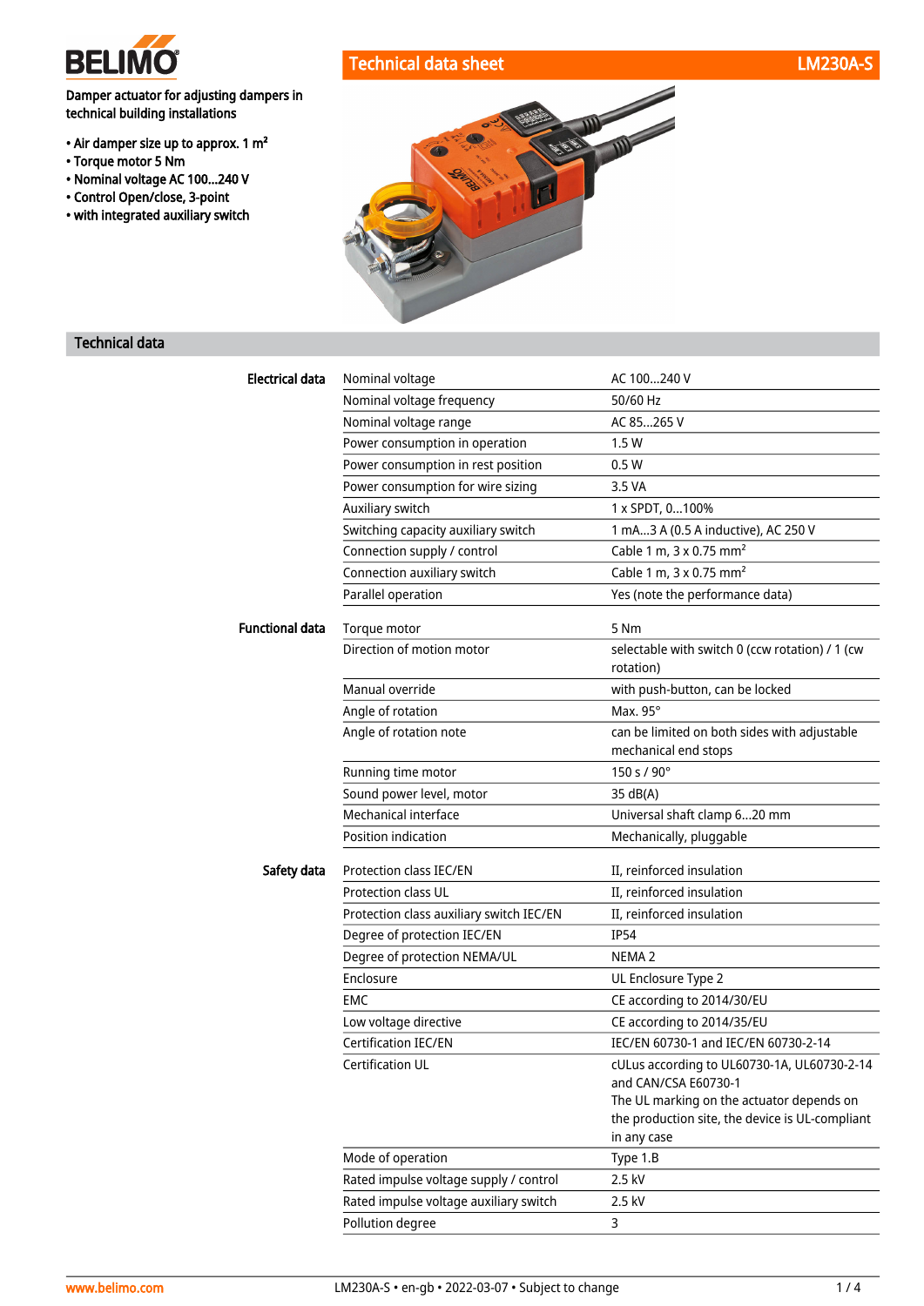# Technical data sheet LM230A-S

**Damper actuator for adjusting dampers in technical building installations**

- Air damper size up to approx. 1 m²
- Torque motor 5 Nm
- Nominal voltage AC 100...240 V
- Control Open/close, 3-point
- with integrated auxiliary switch

## Technical data

| | | |
|---|---|---|
| **Electrical data** | Nominal voltage | AC 100...240 V |
| | Nominal voltage frequency | 50/60 Hz |
| | Nominal voltage range | AC 85...265 V |
| | Power consumption in operation | 1.5 W |
| | Power consumption in rest position | 0.5 W |
| | Power consumption for wire sizing | 3.5 VA |
| | Auxiliary switch | 1 x SPDT, 0...100% |
| | Switching capacity auxiliary switch | 1 mA...3 A (0.5 A inductive), AC 250 V |
| | Connection supply / control | Cable 1 m, 3 x 0.75 mm² |
| | Connection auxiliary switch | Cable 1 m, 3 x 0.75 mm² |
| | Parallel operation | Yes (note the performance data) |
| **Functional data** | Torque motor | 5 Nm |
| | Direction of motion motor | selectable with switch 0 (ccw rotation) / 1 (cw rotation) |
| | Manual override | with push-button, can be locked |
| | Angle of rotation | Max. 95° |
| | Angle of rotation note | can be limited on both sides with adjustable mechanical end stops |
| | Running time motor | 150 s / 90° |
| | Sound power level, motor | 35 dB(A) |
| | Mechanical interface | Universal shaft clamp 6...20 mm |
| | Position indication | Mechanically, pluggable |
| **Safety data** | Protection class IEC/EN | II, reinforced insulation |
| | Protection class UL | II, reinforced insulation |
| | Protection class auxiliary switch IEC/EN | II, reinforced insulation |
| | Degree of protection IEC/EN | IP54 |
| | Degree of protection NEMA/UL | NEMA 2 |
| | Enclosure | UL Enclosure Type 2 |
| | EMC | CE according to 2014/30/EU |
| | Low voltage directive | CE according to 2014/35/EU |
| | Certification IEC/EN | IEC/EN 60730-1 and IEC/EN 60730-2-14 |
| | Certification UL | cULus according to UL60730-1A, UL60730-2-14 and CAN/CSA E60730-1<br>The UL marking on the actuator depends on the production site, the device is UL-compliant in any case |
| | Mode of operation | Type 1.B |
| | Rated impulse voltage supply / control | 2.5 kV |
| | Rated impulse voltage auxiliary switch | 2.5 kV |
| | Pollution degree | 3 |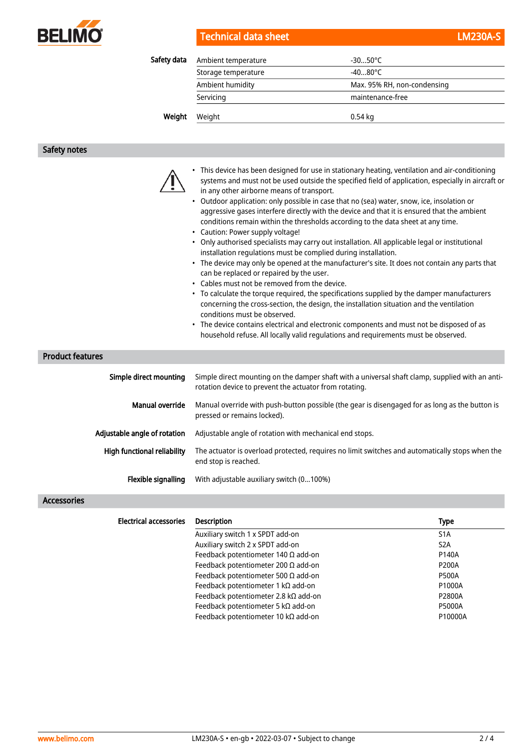| Safety data | | |
|---|---|---|
| | Ambient temperature | -30...50°C |
| | Storage temperature | -40...80°C |
| | Ambient humidity | Max. 95% RH, non-condensing |
| | Servicing | maintenance-free |
| **Weight** | Weight | 0.54 kg |

## Safety notes

- This device has been designed for use in stationary heating, ventilation and air-conditioning systems and must not be used outside the specified field of application, especially in aircraft or in any other airborne means of transport.
- Outdoor application: only possible in case that no (sea) water, snow, ice, insolation or aggressive gases interfere directly with the device and that it is ensured that the ambient conditions remain within the thresholds according to the data sheet at any time.
- Caution: Power supply voltage!
- Only authorised specialists may carry out installation. All applicable legal or institutional installation regulations must be complied during installation.
- The device may only be opened at the manufacturer's site. It does not contain any parts that can be replaced or repaired by the user.
- Cables must not be removed from the device.
- To calculate the torque required, the specifications supplied by the damper manufacturers concerning the cross-section, the design, the installation situation and the ventilation conditions must be observed.
- The device contains electrical and electronic components and must not be disposed of as household refuse. All locally valid regulations and requirements must be observed.

## Product features

**Simple direct mounting**
Simple direct mounting on the damper shaft with a universal shaft clamp, supplied with an anti-rotation device to prevent the actuator from rotating.

**Manual override**
Manual override with push-button possible (the gear is disengaged for as long as the button is pressed or remains locked).

**Adjustable angle of rotation**
Adjustable angle of rotation with mechanical end stops.

**High functional reliability**
The actuator is overload protected, requires no limit switches and automatically stops when the end stop is reached.

**Flexible signalling**
With adjustable auxiliary switch (0...100%)

## Accessories

**Electrical accessories**

| Description | Type |
|---|---|
| Auxiliary switch 1 x SPDT add-on | S1A |
| Auxiliary switch 2 x SPDT add-on | S2A |
| Feedback potentiometer 140 Ω add-on | P140A |
| Feedback potentiometer 200 Ω add-on | P200A |
| Feedback potentiometer 500 Ω add-on | P500A |
| Feedback potentiometer 1 kΩ add-on | P1000A |
| Feedback potentiometer 2.8 kΩ add-on | P2800A |
| Feedback potentiometer 5 kΩ add-on | P5000A |
| Feedback potentiometer 10 kΩ add-on | P10000A |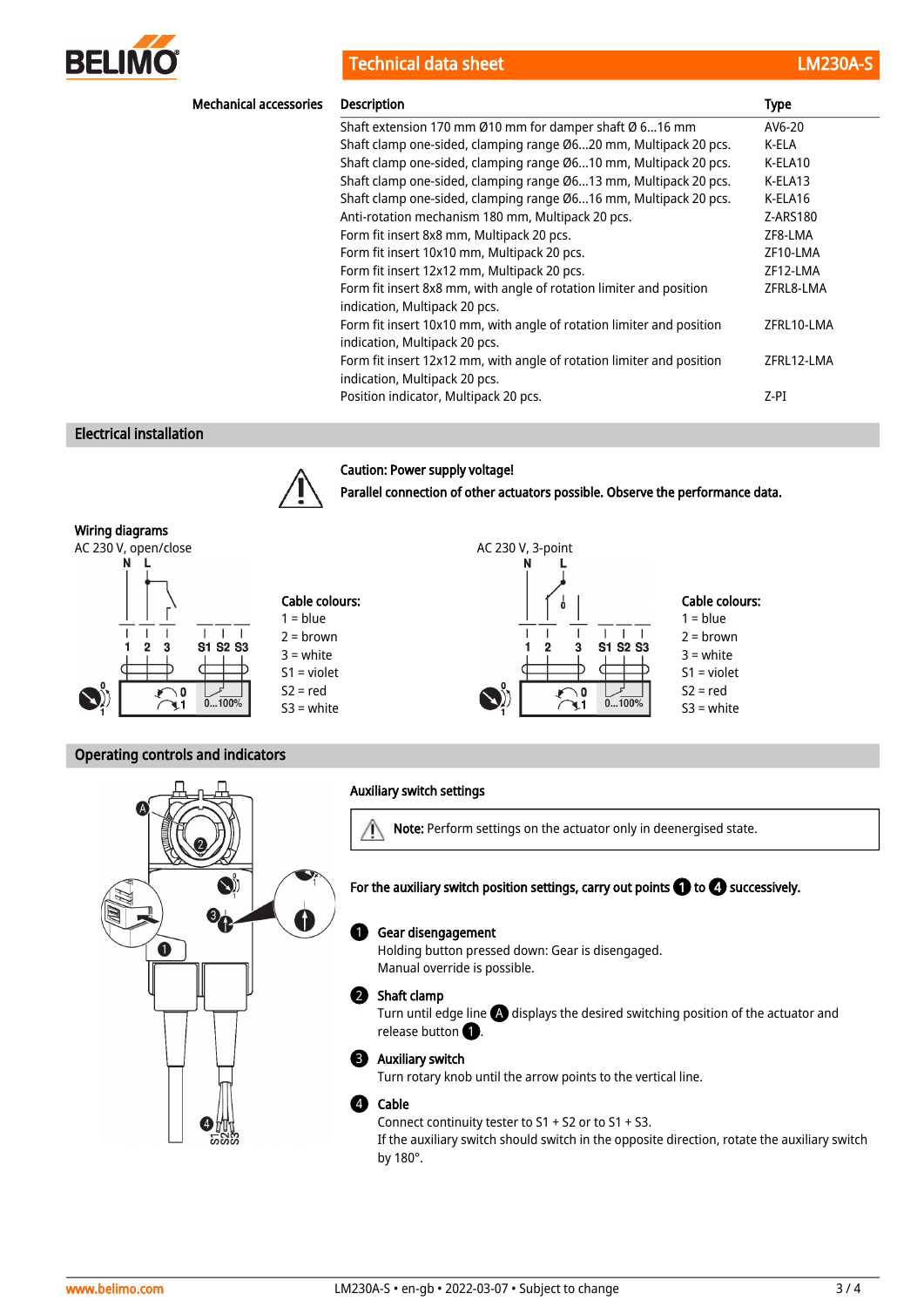## Mechanical accessories

| Description | Type |
|---|---|
| Shaft extension 170 mm Ø10 mm for damper shaft Ø 6...16 mm | AV6-20 |
| Shaft clamp one-sided, clamping range Ø6...20 mm, Multipack 20 pcs. | K-ELA |
| Shaft clamp one-sided, clamping range Ø6...10 mm, Multipack 20 pcs. | K-ELA10 |
| Shaft clamp one-sided, clamping range Ø6...13 mm, Multipack 20 pcs. | K-ELA13 |
| Shaft clamp one-sided, clamping range Ø6...16 mm, Multipack 20 pcs. | K-ELA16 |
| Anti-rotation mechanism 180 mm, Multipack 20 pcs. | Z-ARS180 |
| Form fit insert 8x8 mm, Multipack 20 pcs. | ZF8-LMA |
| Form fit insert 10x10 mm, Multipack 20 pcs. | ZF10-LMA |
| Form fit insert 12x12 mm, Multipack 20 pcs. | ZF12-LMA |
| Form fit insert 8x8 mm, with angle of rotation limiter and position indication, Multipack 20 pcs. | ZFRL8-LMA |
| Form fit insert 10x10 mm, with angle of rotation limiter and position indication, Multipack 20 pcs. | ZFRL10-LMA |
| Form fit insert 12x12 mm, with angle of rotation limiter and position indication, Multipack 20 pcs. | ZFRL12-LMA |
| Position indicator, Multipack 20 pcs. | Z-PI |

## Electrical installation

**Caution: Power supply voltage!**

**Parallel connection of other actuators possible. Observe the performance data.**

### Wiring diagrams

AC 230 V, open/close

**Cable colours:**
1 = blue
2 = brown
3 = white
S1 = violet
S2 = red
S3 = white

AC 230 V, 3-point

**Cable colours:**
1 = blue
2 = brown
3 = white
S1 = violet
S2 = red
S3 = white

## Operating controls and indicators

### Auxiliary switch settings

**Note:** Perform settings on the actuator only in deenergised state.

**For the auxiliary switch position settings, carry out points 1 to 4 successively.**

1. **Gear disengagement**
   Holding button pressed down: Gear is disengaged.
   Manual override is possible.

2. **Shaft clamp**
   Turn until edge line A displays the desired switching position of the actuator and release button 1.

3. **Auxiliary switch**
   Turn rotary knob until the arrow points to the vertical line.

4. **Cable**
   Connect continuity tester to S1 + S2 or to S1 + S3.
   If the auxiliary switch should switch in the opposite direction, rotate the auxiliary switch by 180°.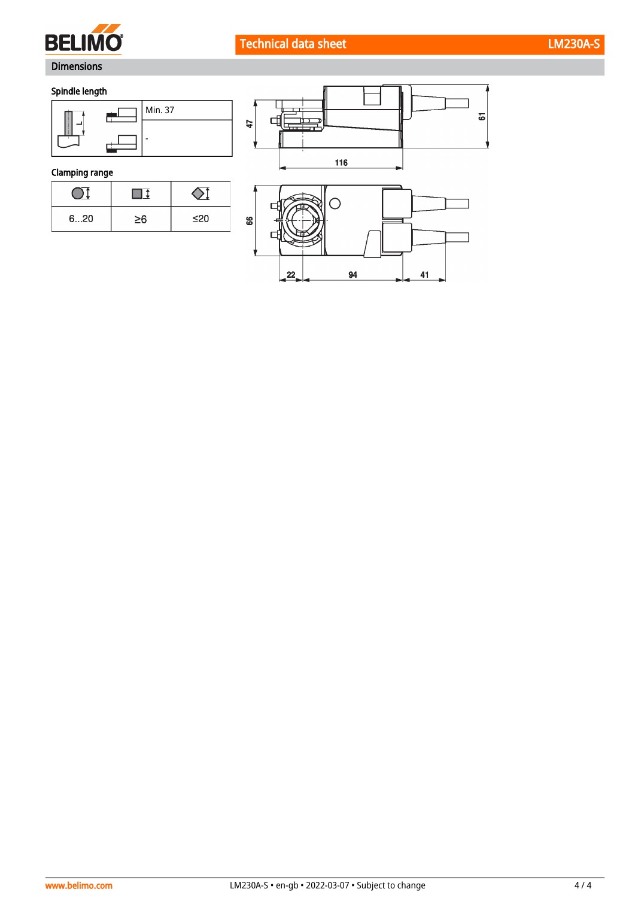## Dimensions

### Spindle length

| | |
|---|---|
| | Min. 37 |
| | - |

### Clamping range

| | | |
|---|---|---|
| 6...20 | ≥6 | ≤20 |

47

61

116

66

22

94

41